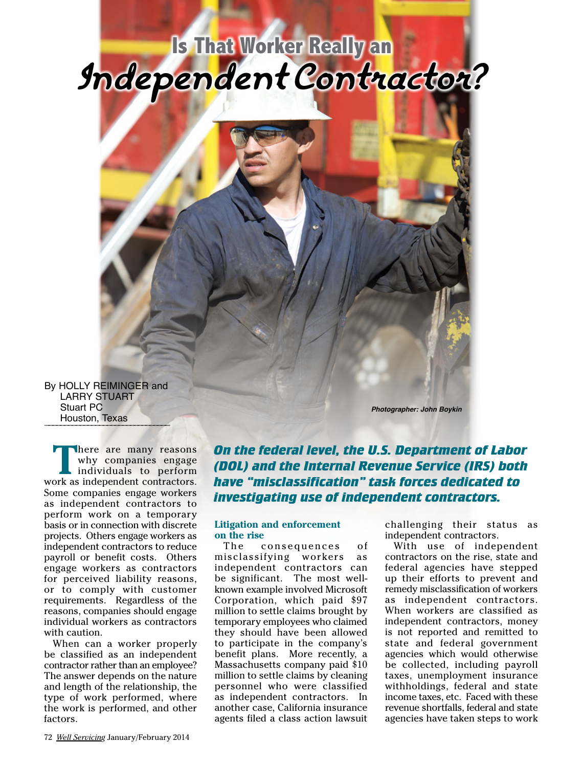# Is That Worker Really an *Independent Contractor?*

By HOLLY REIMINGER and LARRY STUART
Stuart PC
Houston, Texas

*Photographer: John Boykin*

***On the federal level, the U.S. Department of Labor (DOL) and the Internal Revenue Service (IRS) both have "misclassification" task forces dedicated to investigating use of independent contractors.***

There are many reasons why companies engage individuals to perform work as independent contractors. Some companies engage workers as independent contractors to perform work on a temporary basis or in connection with discrete projects. Others engage workers as independent contractors to reduce payroll or benefit costs. Others engage workers as contractors for perceived liability reasons, or to comply with customer requirements. Regardless of the reasons, companies should engage individual workers as contractors with caution.

When can a worker properly be classified as an independent contractor rather than an employee? The answer depends on the nature and length of the relationship, the type of work performed, where the work is performed, and other factors.

### Litigation and enforcement on the rise

The consequences of misclassifying workers as independent contractors can be significant. The most well-known example involved Microsoft Corporation, which paid $97 million to settle claims brought by temporary employees who claimed they should have been allowed to participate in the company's benefit plans. More recently, a Massachusetts company paid $10 million to settle claims by cleaning personnel who were classified as independent contractors. In another case, California insurance agents filed a class action lawsuit challenging their status as independent contractors.

With use of independent contractors on the rise, state and federal agencies have stepped up their efforts to prevent and remedy misclassification of workers as independent contractors. When workers are classified as independent contractors, money is not reported and remitted to state and federal government agencies which would otherwise be collected, including payroll taxes, unemployment insurance withholdings, federal and state income taxes, etc. Faced with these revenue shortfalls, federal and state agencies have taken steps to work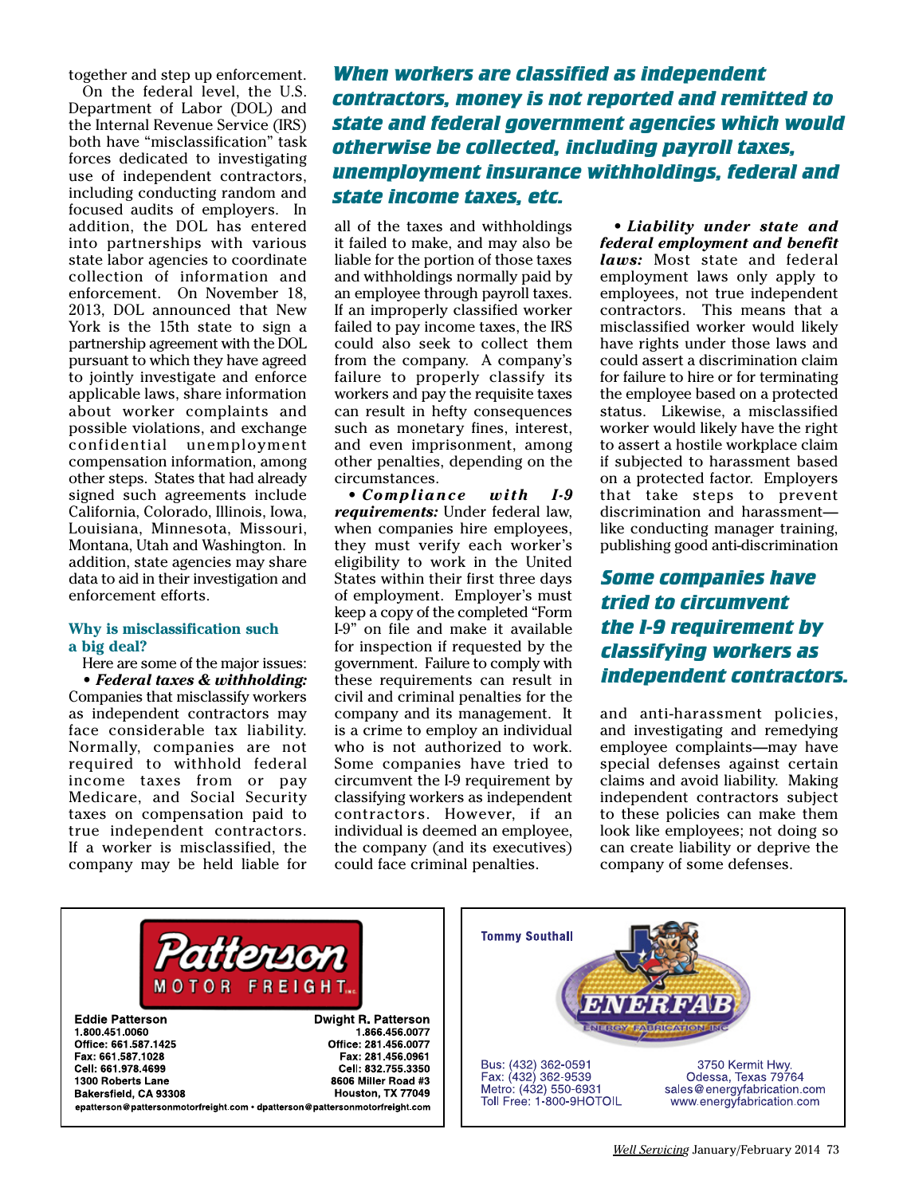together and step up enforcement.

On the federal level, the U.S. Department of Labor (DOL) and the Internal Revenue Service (IRS) both have "misclassification" task forces dedicated to investigating use of independent contractors, including conducting random and focused audits of employers. In addition, the DOL has entered into partnerships with various state labor agencies to coordinate collection of information and enforcement. On November 18, 2013, DOL announced that New York is the 15th state to sign a partnership agreement with the DOL pursuant to which they have agreed to jointly investigate and enforce applicable laws, share information about worker complaints and possible violations, and exchange confidential unemployment compensation information, among other steps. States that had already signed such agreements include California, Colorado, Illinois, Iowa, Louisiana, Minnesota, Missouri, Montana, Utah and Washington. In addition, state agencies may share data to aid in their investigation and enforcement efforts.

**When workers are classified as independent contractors, money is not reported and remitted to state and federal government agencies which would otherwise be collected, including payroll taxes, unemployment insurance withholdings, federal and state income taxes, etc.**

### Why is misclassification such a big deal?

Here are some of the major issues:

• ***Federal taxes & withholding:*** Companies that misclassify workers as independent contractors may face considerable tax liability. Normally, companies are not required to withhold federal income taxes from or pay Medicare, and Social Security taxes on compensation paid to true independent contractors. If a worker is misclassified, the company may be held liable for all of the taxes and withholdings it failed to make, and may also be liable for the portion of those taxes and withholdings normally paid by an employee through payroll taxes. If an improperly classified worker failed to pay income taxes, the IRS could also seek to collect them from the company. A company's failure to properly classify its workers and pay the requisite taxes can result in hefty consequences such as monetary fines, interest, and even imprisonment, among other penalties, depending on the circumstances.

• ***Compliance with I-9 requirements:*** Under federal law, when companies hire employees, they must verify each worker's eligibility to work in the United States within their first three days of employment. Employer's must keep a copy of the completed "Form I-9" on file and make it available for inspection if requested by the government. Failure to comply with these requirements can result in civil and criminal penalties for the company and its management. It is a crime to employ an individual who is not authorized to work. Some companies have tried to circumvent the I-9 requirement by classifying workers as independent contractors. However, if an individual is deemed an employee, the company (and its executives) could face criminal penalties.

• ***Liability under state and federal employment and benefit laws:*** Most state and federal employment laws only apply to employees, not true independent contractors. This means that a misclassified worker would likely have rights under those laws and could assert a discrimination claim for failure to hire or for terminating the employee based on a protected status. Likewise, a misclassified worker would likely have the right to assert a hostile workplace claim if subjected to harassment based on a protected factor. Employers that take steps to prevent discrimination and harassment—like conducting manager training, publishing good anti-discrimination and anti-harassment policies, and investigating and remedying employee complaints—may have special defenses against certain claims and avoid liability. Making independent contractors subject to these policies can make them look like employees; not doing so can create liability or deprive the company of some defenses.

**Some companies have tried to circumvent the I-9 requirement by classifying workers as independent contractors.**

---

**Patterson MOTOR FREIGHT INC.**

| Eddie Patterson | Dwight R. Patterson |
|---|---|
| 1.800.451.0060 | 1.866.456.0077 |
| Office: 661.587.1425 | Office: 281.456.0077 |
| Fax: 661.587.1028 | Fax: 281.456.0961 |
| Cell: 661.978.4699 | Cell: 832.755.3350 |
| 1300 Roberts Lane | 8606 Miller Road #3 |
| Bakersfield, CA 93308 | Houston, TX 77049 |

epatterson@pattersonmotorfreight.com • dpatterson@pattersonmotorfreight.com

---

Tommy Southall

**ENERFAB** ENERGY FABRICATION INC

Bus: (432) 362-0591
Fax: (432) 362-9539
Metro: (432) 550-6931
Toll Free: 1-800-9HOTOIL

3750 Kermit Hwy.
Odessa, Texas 79764
sales@energyfabrication.com
www.energyfabrication.com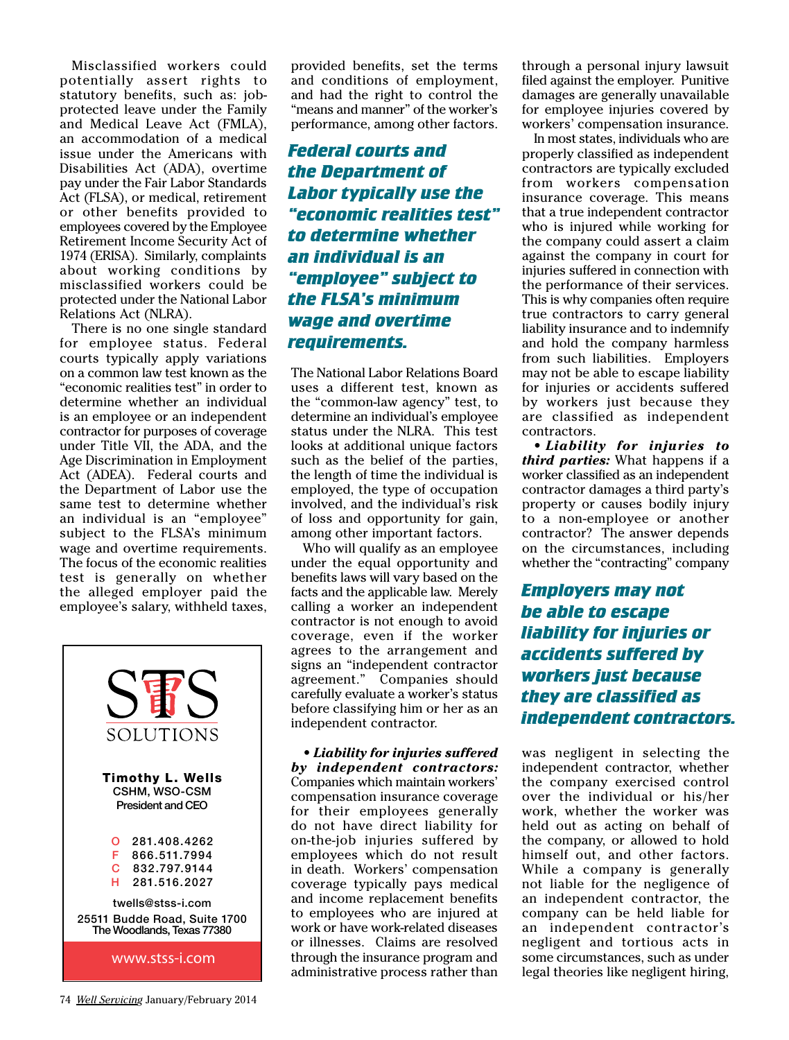Misclassified workers could potentially assert rights to statutory benefits, such as: job-protected leave under the Family and Medical Leave Act (FMLA), an accommodation of a medical issue under the Americans with Disabilities Act (ADA), overtime pay under the Fair Labor Standards Act (FLSA), or medical, retirement or other benefits provided to employees covered by the Employee Retirement Income Security Act of 1974 (ERISA). Similarly, complaints about working conditions by misclassified workers could be protected under the National Labor Relations Act (NLRA).

There is no one single standard for employee status. Federal courts typically apply variations on a common law test known as the "economic realities test" in order to determine whether an individual is an employee or an independent contractor for purposes of coverage under Title VII, the ADA, and the Age Discrimination in Employment Act (ADEA). Federal courts and the Department of Labor use the same test to determine whether an individual is an "employee" subject to the FLSA's minimum wage and overtime requirements. The focus of the economic realities test is generally on whether the alleged employer paid the employee's salary, withheld taxes, provided benefits, set the terms and conditions of employment, and had the right to control the "means and manner" of the worker's performance, among other factors.

***Federal courts and the Department of Labor typically use the "economic realities test" to determine whether an individual is an "employee" subject to the FLSA's minimum wage and overtime requirements.***

The National Labor Relations Board uses a different test, known as the "common-law agency" test, to determine an individual's employee status under the NLRA. This test looks at additional unique factors such as the belief of the parties, the length of time the individual is employed, the type of occupation involved, and the individual's risk of loss and opportunity for gain, among other important factors.

Who will qualify as an employee under the equal opportunity and benefits laws will vary based on the facts and the applicable law. Merely calling a worker an independent contractor is not enough to avoid coverage, even if the worker agrees to the arrangement and signs an "independent contractor agreement." Companies should carefully evaluate a worker's status before classifying him or her as an independent contractor.

• ***Liability for injuries suffered by independent contractors:*** Companies which maintain workers' compensation insurance coverage for their employees generally do not have direct liability for on-the-job injuries suffered by employees which do not result in death. Workers' compensation coverage typically pays medical and income replacement benefits to employees who are injured at work or have work-related diseases or illnesses. Claims are resolved through the insurance program and administrative process rather than through a personal injury lawsuit filed against the employer. Punitive damages are generally unavailable for employee injuries covered by workers' compensation insurance.

In most states, individuals who are properly classified as independent contractors are typically excluded from workers compensation insurance coverage. This means that a true independent contractor who is injured while working for the company could assert a claim against the company in court for injuries suffered in connection with the performance of their services. This is why companies often require true contractors to carry general liability insurance and to indemnify and hold the company harmless from such liabilities. Employers may not be able to escape liability for injuries or accidents suffered by workers just because they are classified as independent contractors.

• ***Liability for injuries to third parties:*** What happens if a worker classified as an independent contractor damages a third party's property or causes bodily injury to a non-employee or another contractor? The answer depends on the circumstances, including whether the "contracting" company was negligent in selecting the independent contractor, whether the company exercised control over the individual or his/her work, whether the worker was held out as acting on behalf of the company, or allowed to hold himself out, and other factors. While a company is generally not liable for the negligence of an independent contractor, the company can be held liable for an independent contractor's negligent and tortious acts in some circumstances, such as under legal theories like negligent hiring,

***Employers may not be able to escape liability for injuries or accidents suffered by workers just because they are classified as independent contractors.***

STS SOLUTIONS

**Timothy L. Wells**
CSHM, WSO-CSM
President and CEO

O 281.408.4262
F 866.511.7994
C 832.797.9144
H 281.516.2027

twells@stss-i.com
25511 Budde Road, Suite 1700
The Woodlands, Texas 77380

www.stss-i.com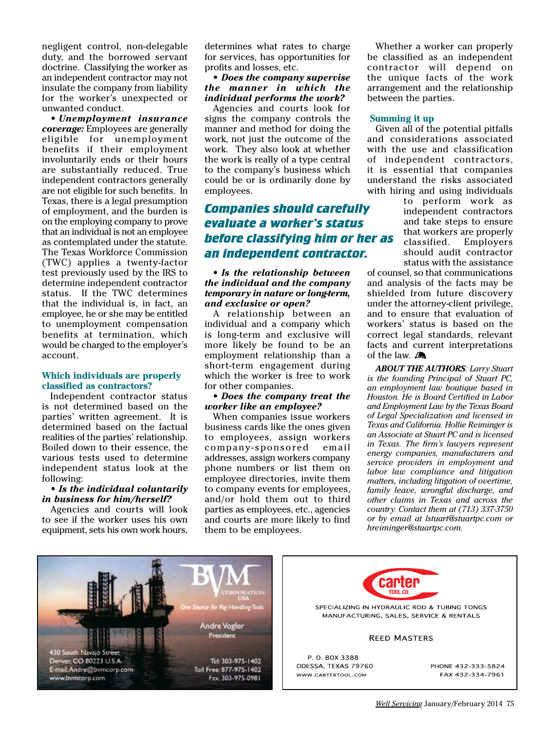negligent control, non-delegable duty, and the borrowed servant doctrine. Classifying the worker as an independent contractor may not insulate the company from liability for the worker's unexpected or unwanted conduct.

• ***Unemployment insurance coverage:*** Employees are generally eligible for unemployment benefits if their employment involuntarily ends or their hours are substantially reduced. True independent contractors generally are not eligible for such benefits. In Texas, there is a legal presumption of employment, and the burden is on the employing company to prove that an individual is not an employee as contemplated under the statute. The Texas Workforce Commission (TWC) applies a twenty-factor test previously used by the IRS to determine independent contractor status. If the TWC determines that the individual is, in fact, an employee, he or she may be entitled to unemployment compensation benefits at termination, which would be charged to the employer's account.

### Which individuals are properly classified as contractors?

Independent contractor status is not determined based on the parties' written agreement. It is determined based on the factual realities of the parties' relationship. Boiled down to their essence, the various tests used to determine independent status look at the following:

• ***Is the individual voluntarily in business for him/herself?***

Agencies and courts will look to see if the worker uses his own equipment, sets his own work hours, determines what rates to charge for services, has opportunities for profits and losses, etc.

• ***Does the company supervise the manner in which the individual performs the work?***

Agencies and courts look for signs the company controls the manner and method for doing the work, not just the outcome of the work. They also look at whether the work is really of a type central to the company's business which could be or is ordinarily done by employees.

***Companies should carefully evaluate a worker's status before classifying him or her as an independent contractor.***

• ***Is the relationship between the individual and the company temporary in nature or long-term, and exclusive or open?***

A relationship between an individual and a company which is long-term and exclusive will more likely be found to be an employment relationship than a short-term engagement during which the worker is free to work for other companies.

• ***Does the company treat the worker like an employee?***

When companies issue workers business cards like the ones given to employees, assign workers company-sponsored email addresses, assign workers company phone numbers or list them on employee directories, invite them to company events for employees, and/or hold them out to third parties as employees, etc., agencies and courts are more likely to find them to be employees.

Whether a worker can properly be classified as an independent contractor will depend on the unique facts of the work arrangement and the relationship between the parties.

### Summing it up

Given all of the potential pitfalls and considerations associated with the use and classification of independent contractors, it is essential that companies understand the risks associated with hiring and using individuals to perform work as independent contractors and take steps to ensure that workers are properly classified. Employers should audit contractor status with the assistance of counsel, so that communications and analysis of the facts may be shielded from future discovery under the attorney-client privilege, and to ensure that evaluation of workers' status is based on the correct legal standards, relevant facts and current interpretations of the law.

***ABOUT THE AUTHORS****: Larry Stuart is the founding Principal of Stuart PC, an employment law boutique based in Houston. He is Board Certified in Labor and Employment Law by the Texas Board of Legal Specialization and licensed in Texas and California. Hollie Reiminger is an Associate at Stuart PC and is licensed in Texas. The firm's lawyers represent energy companies, manufacturers and service providers in employment and labor law compliance and litigation matters, including litigation of overtime, family leave, wrongful discharge, and other claims in Texas and across the country. Contact them at (713) 337-3750 or by email at lstuart@stuartpc.com or hreiminger@stuartpc.com.*

BVM CORPORATION USA
One Source for Rig Handling Tools
Andre Vogler
President
430 South Navajo Street
Denver, CO 80223 U.S.A.
E-mail: Andre@bvmcorp.com
www.bvmcorp.com
Tel: 303-975-1402
Toll Free: 877-975-1402
Fax: 303-975-0981

carter TOOL CO.
SPECIALIZING IN HYDRAULIC ROD & TUBING TONGS
MANUFACTURING, SALES, SERVICE & RENTALS
REED MASTERS
P. O. BOX 3388
ODESSA, TEXAS 79760
WWW.CARTERTOOL.COM
PHONE 432-333-5824
FAX 432-334-7961